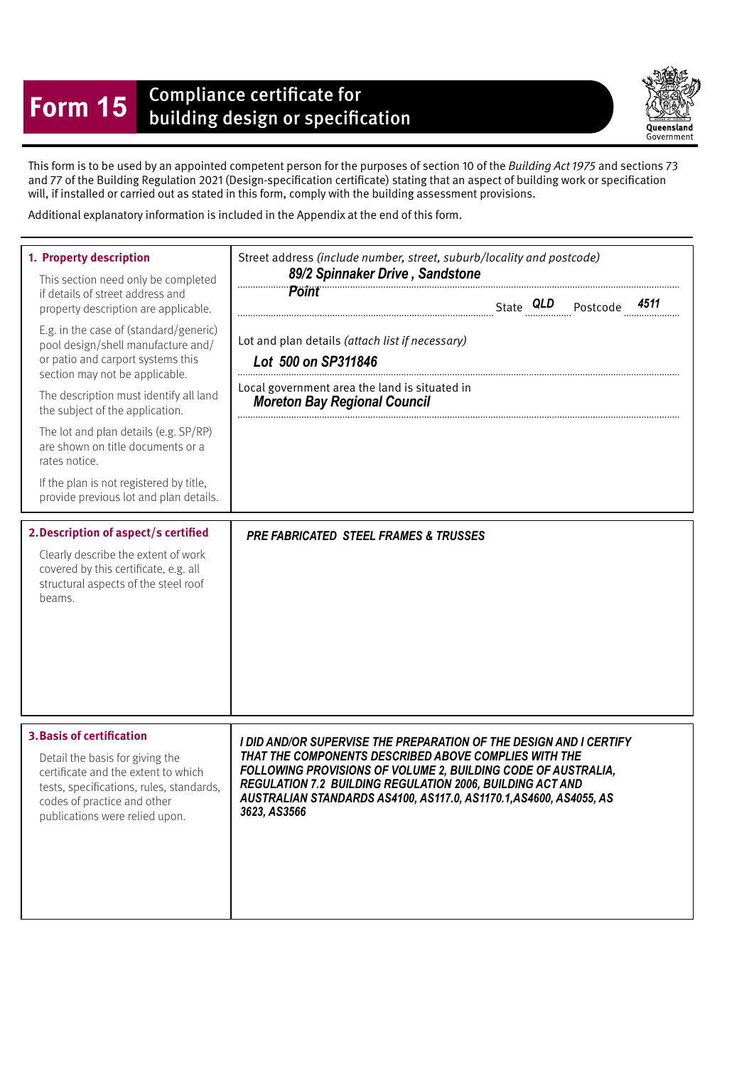# Form 15 Compliance certificate for building design or specification

This form is to be used by an appointed competent person for the purposes of section 10 of the *Building Act 1975* and sections 73 and 77 of the Building Regulation 2021 (Design-specification certificate) stating that an aspect of building work or specification will, if installed or carried out as stated in this form, comply with the building assessment provisions.

Additional explanatory information is included in the Appendix at the end of this form.

| | |
|---|---|
| **1. Property description**<br><br>This section need only be completed if details of street address and property description are applicable.<br><br>E.g. in the case of (standard/generic) pool design/shell manufacture and/or patio and carport systems this section may not be applicable.<br><br>The description must identify all land the subject of the application.<br><br>The lot and plan details (e.g. SP/RP) are shown on title documents or a rates notice.<br><br>If the plan is not registered by title, provide previous lot and plan details. | Street address *(include number, street, suburb/locality and postcode)*<br>***89/2 Spinnaker Drive , Sandstone Point***<br>State ***QLD*** Postcode ***4511***<br><br>Lot and plan details *(attach list if necessary)*<br>***Lot 500 on SP311846***<br><br>Local government area the land is situated in<br>***Moreton Bay Regional Council*** |
| **2. Description of aspect/s certified**<br><br>Clearly describe the extent of work covered by this certificate, e.g. all structural aspects of the steel roof beams. | ***PRE FABRICATED STEEL FRAMES & TRUSSES*** |
| **3. Basis of certification**<br><br>Detail the basis for giving the certificate and the extent to which tests, specifications, rules, standards, codes of practice and other publications were relied upon. | ***I DID AND/OR SUPERVISE THE PREPARATION OF THE DESIGN AND I CERTIFY THAT THE COMPONENTS DESCRIBED ABOVE COMPLIES WITH THE FOLLOWING PROVISIONS OF VOLUME 2, BUILDING CODE OF AUSTRALIA, REGULATION 7.2 BUILDING REGULATION 2006, BUILDING ACT AND AUSTRALIAN STANDARDS AS4100, AS117.0, AS1170.1,AS4600, AS4055, AS 3623, AS3566*** |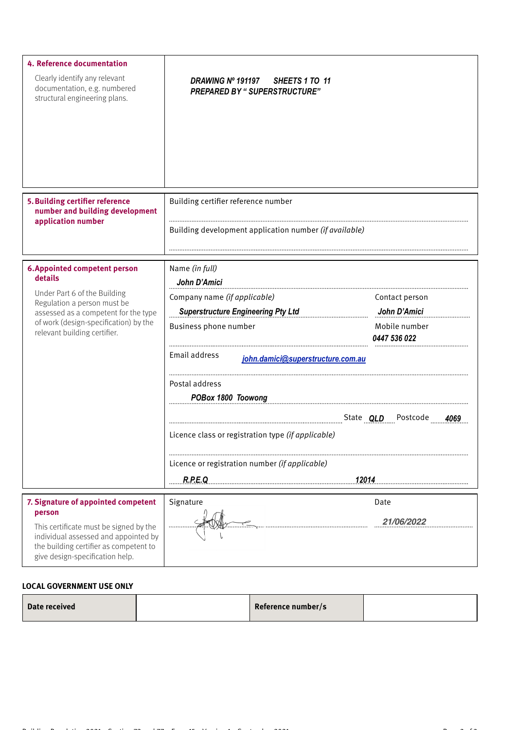| | |
|---|---|
| **4. Reference documentation**<br>Clearly identify any relevant documentation, e.g. numbered structural engineering plans. | *DRAWING Nº 191197 SHEETS 1 TO 11*<br>*PREPARED BY " SUPERSTRUCTURE"* |

| | |
|---|---|
| **5. Building certifier reference number and building development application number** | Building certifier reference number<br><br>Building development application number *(if available)* |

| | | |
|---|---|---|
| **6. Appointed competent person details**<br>Under Part 6 of the Building Regulation a person must be assessed as a competent for the type of work (design-specification) by the relevant building certifier. | Name *(in full)*<br>*John D'Amici* | |
| | Company name *(if applicable)*<br>*Superstructure Engineering Pty Ltd* | Contact person<br>*John D'Amici* |
| | Business phone number | Mobile number<br>*0447 536 022* |
| | Email address *john.damici@superstructure.com.au* | |
| | Postal address<br>*POBox 1800 Toowong* | |
| | State *QLD* Postcode *4069* | |
| | Licence class or registration type *(if applicable)* | |
| | Licence or registration number *(if applicable)*<br>*R.P.E.Q* *12014* | |

| | | |
|---|---|---|
| **7. Signature of appointed competent person**<br>This certificate must be signed by the individual assessed and appointed by the building certifier as competent to give design-specification help. | Signature<br>[signature] | Date<br>*21/06/2022* |

**LOCAL GOVERNMENT USE ONLY**

| | | | |
|---|---|---|---|
| **Date received** | | **Reference number/s** | |